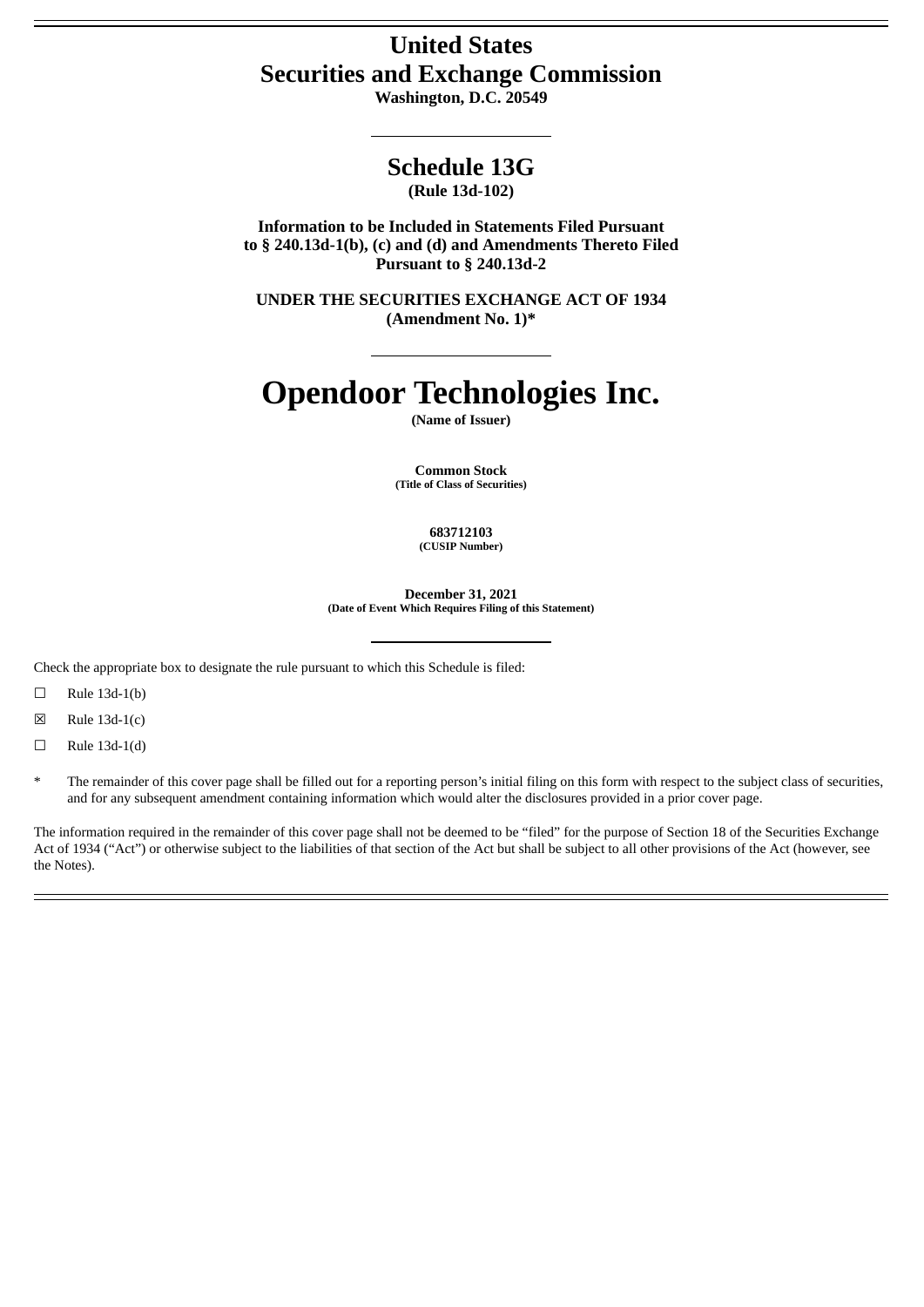# United States
# Securities and Exchange Commission

**Washington, D.C. 20549**

## Schedule 13G

**(Rule 13d-102)**

**Information to be Included in Statements Filed Pursuant to § 240.13d-1(b), (c) and (d) and Amendments Thereto Filed Pursuant to § 240.13d-2**

**UNDER THE SECURITIES EXCHANGE ACT OF 1934**
**(Amendment No. 1)***

# Opendoor Technologies Inc.

**(Name of Issuer)**

**Common Stock**
**(Title of Class of Securities)**

**683712103**
**(CUSIP Number)**

**December 31, 2021**
**(Date of Event Which Requires Filing of this Statement)**

Check the appropriate box to designate the rule pursuant to which this Schedule is filed:

☐ Rule 13d-1(b)

☒ Rule 13d-1(c)

☐ Rule 13d-1(d)

\* The remainder of this cover page shall be filled out for a reporting person's initial filing on this form with respect to the subject class of securities, and for any subsequent amendment containing information which would alter the disclosures provided in a prior cover page.

The information required in the remainder of this cover page shall not be deemed to be "filed" for the purpose of Section 18 of the Securities Exchange Act of 1934 ("Act") or otherwise subject to the liabilities of that section of the Act but shall be subject to all other provisions of the Act (however, see the Notes).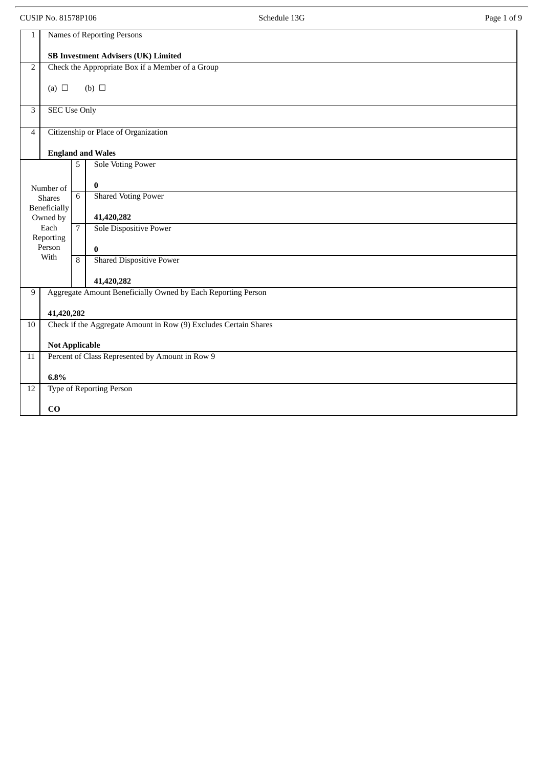| 1 | Names of Reporting Persons<br><br>**SB Investment Advisers (UK) Limited** | | |
|---|---|---|---|
| 2 | Check the Appropriate Box if a Member of a Group<br><br>(a) ☐ (b) ☐ | | |
| 3 | SEC Use Only | | |
| 4 | Citizenship or Place of Organization<br><br>**England and Wales** | | |
| Number of Shares Beneficially Owned by Each Reporting Person With | | 5 | Sole Voting Power<br><br>**0** |
| | | 6 | Shared Voting Power<br><br>**41,420,282** |
| | | 7 | Sole Dispositive Power<br><br>**0** |
| | | 8 | Shared Dispositive Power<br><br>**41,420,282** |
| 9 | Aggregate Amount Beneficially Owned by Each Reporting Person<br><br>**41,420,282** | | |
| 10 | Check if the Aggregate Amount in Row (9) Excludes Certain Shares<br><br>**Not Applicable** | | |
| 11 | Percent of Class Represented by Amount in Row 9<br><br>**6.8%** | | |
| 12 | Type of Reporting Person<br><br>**CO** | | |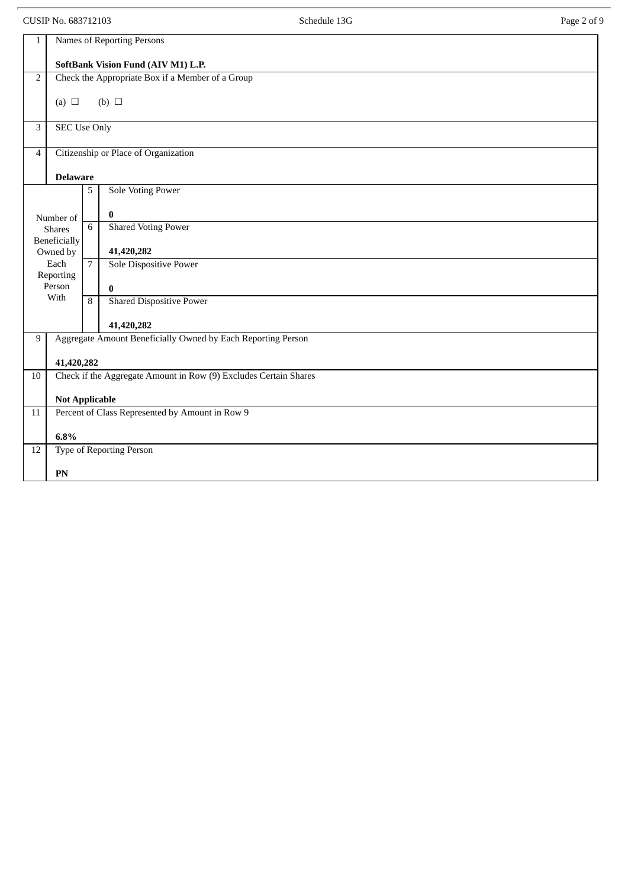| 1 | Names of Reporting Persons<br><br>**SoftBank Vision Fund (AIV M1) L.P.** | | |
|---|---|---|---|
| 2 | Check the Appropriate Box if a Member of a Group<br><br>(a) ☐ (b) ☐ | | |
| 3 | SEC Use Only | | |
| 4 | Citizenship or Place of Organization<br><br>**Delaware** | | |
| Number of Shares Beneficially Owned by Each Reporting Person With | 5 | Sole Voting Power<br><br>**0** | |
| | 6 | Shared Voting Power<br><br>**41,420,282** | |
| | 7 | Sole Dispositive Power<br><br>**0** | |
| | 8 | Shared Dispositive Power<br><br>**41,420,282** | |
| 9 | Aggregate Amount Beneficially Owned by Each Reporting Person<br><br>**41,420,282** | | |
| 10 | Check if the Aggregate Amount in Row (9) Excludes Certain Shares<br><br>**Not Applicable** | | |
| 11 | Percent of Class Represented by Amount in Row 9<br><br>**6.8%** | | |
| 12 | Type of Reporting Person<br><br>**PN** | | |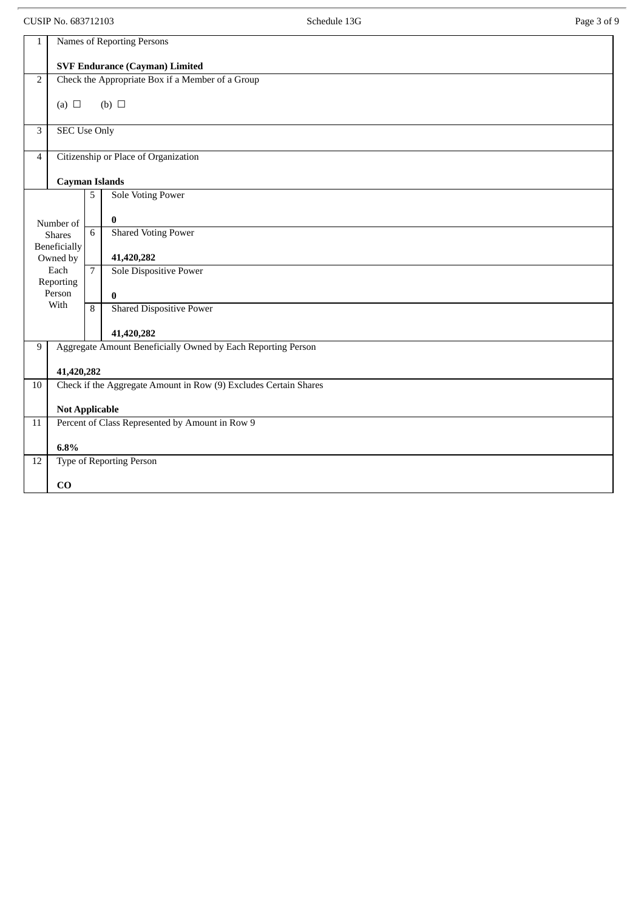| 1 | Names of Reporting Persons<br><br>**SVF Endurance (Cayman) Limited** | | |
|---|---|---|---|
| 2 | Check the Appropriate Box if a Member of a Group<br><br>(a) ☐ (b) ☐ | | |
| 3 | SEC Use Only | | |
| 4 | Citizenship or Place of Organization<br><br>**Cayman Islands** | | |
| Number of Shares Beneficially Owned by Each Reporting Person With | | 5 | Sole Voting Power<br><br>**0** |
| | | 6 | Shared Voting Power<br><br>**41,420,282** |
| | | 7 | Sole Dispositive Power<br><br>**0** |
| | | 8 | Shared Dispositive Power<br><br>**41,420,282** |
| 9 | Aggregate Amount Beneficially Owned by Each Reporting Person<br><br>**41,420,282** | | |
| 10 | Check if the Aggregate Amount in Row (9) Excludes Certain Shares<br><br>**Not Applicable** | | |
| 11 | Percent of Class Represented by Amount in Row 9<br><br>**6.8%** | | |
| 12 | Type of Reporting Person<br><br>**CO** | | |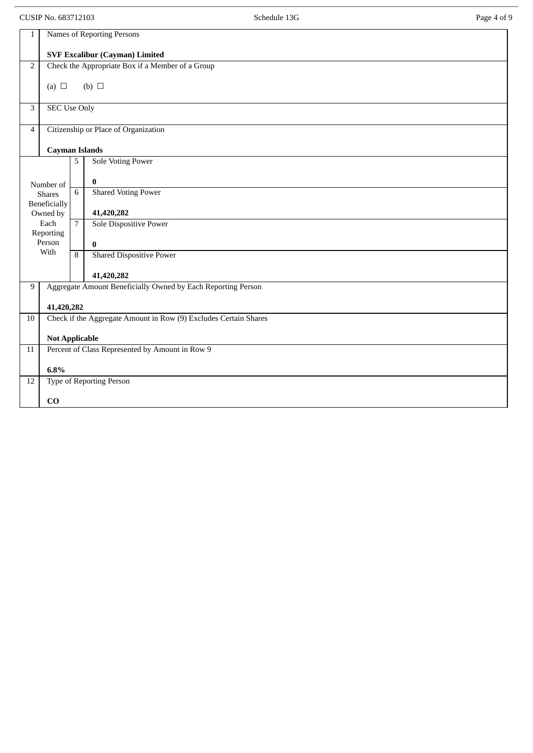| 1 | Names of Reporting Persons<br><br>**SVF Excalibur (Cayman) Limited** | | |
|---|---|---|---|
| 2 | Check the Appropriate Box if a Member of a Group<br><br>(a) ☐ (b) ☐ | | |
| 3 | SEC Use Only | | |
| 4 | Citizenship or Place of Organization<br><br>**Cayman Islands** | | |
| Number of Shares Beneficially Owned by Each Reporting Person With | | 5 | Sole Voting Power<br><br>**0** |
| | | 6 | Shared Voting Power<br><br>**41,420,282** |
| | | 7 | Sole Dispositive Power<br><br>**0** |
| | | 8 | Shared Dispositive Power<br><br>**41,420,282** |
| 9 | Aggregate Amount Beneficially Owned by Each Reporting Person<br><br>**41,420,282** | | |
| 10 | Check if the Aggregate Amount in Row (9) Excludes Certain Shares<br><br>**Not Applicable** | | |
| 11 | Percent of Class Represented by Amount in Row 9<br><br>**6.8%** | | |
| 12 | Type of Reporting Person<br><br>**CO** | | |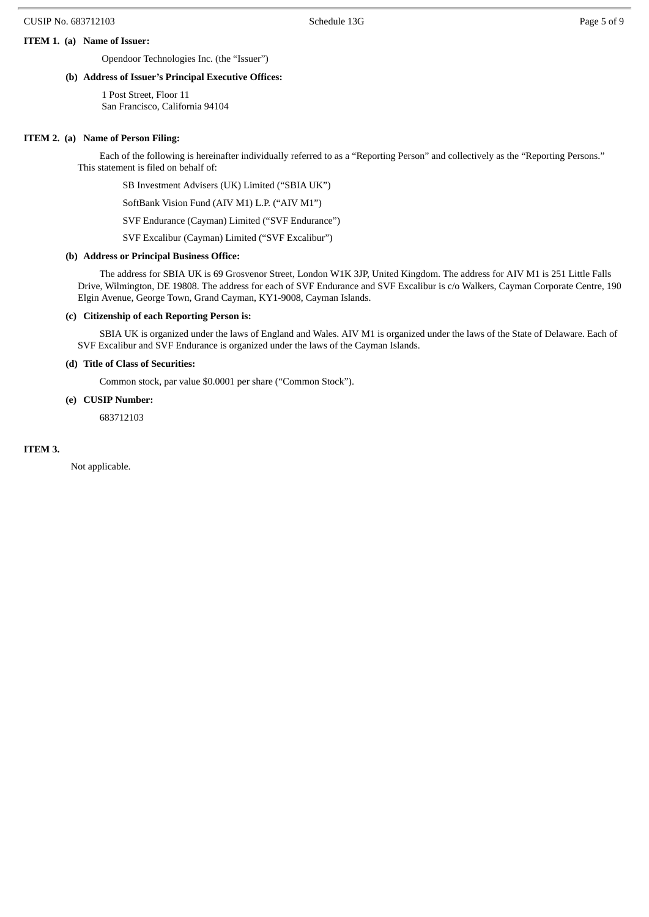**ITEM 1. (a) Name of Issuer:**

Opendoor Technologies Inc. (the "Issuer")

**(b) Address of Issuer's Principal Executive Offices:**

1 Post Street, Floor 11
San Francisco, California 94104

**ITEM 2. (a) Name of Person Filing:**

Each of the following is hereinafter individually referred to as a "Reporting Person" and collectively as the "Reporting Persons." This statement is filed on behalf of:

SB Investment Advisers (UK) Limited ("SBIA UK")

SoftBank Vision Fund (AIV M1) L.P. ("AIV M1")

SVF Endurance (Cayman) Limited ("SVF Endurance")

SVF Excalibur (Cayman) Limited ("SVF Excalibur")

**(b) Address or Principal Business Office:**

The address for SBIA UK is 69 Grosvenor Street, London W1K 3JP, United Kingdom. The address for AIV M1 is 251 Little Falls Drive, Wilmington, DE 19808. The address for each of SVF Endurance and SVF Excalibur is c/o Walkers, Cayman Corporate Centre, 190 Elgin Avenue, George Town, Grand Cayman, KY1-9008, Cayman Islands.

**(c) Citizenship of each Reporting Person is:**

SBIA UK is organized under the laws of England and Wales. AIV M1 is organized under the laws of the State of Delaware. Each of SVF Excalibur and SVF Endurance is organized under the laws of the Cayman Islands.

**(d) Title of Class of Securities:**

Common stock, par value $0.0001 per share ("Common Stock").

**(e) CUSIP Number:**

683712103

**ITEM 3.**

Not applicable.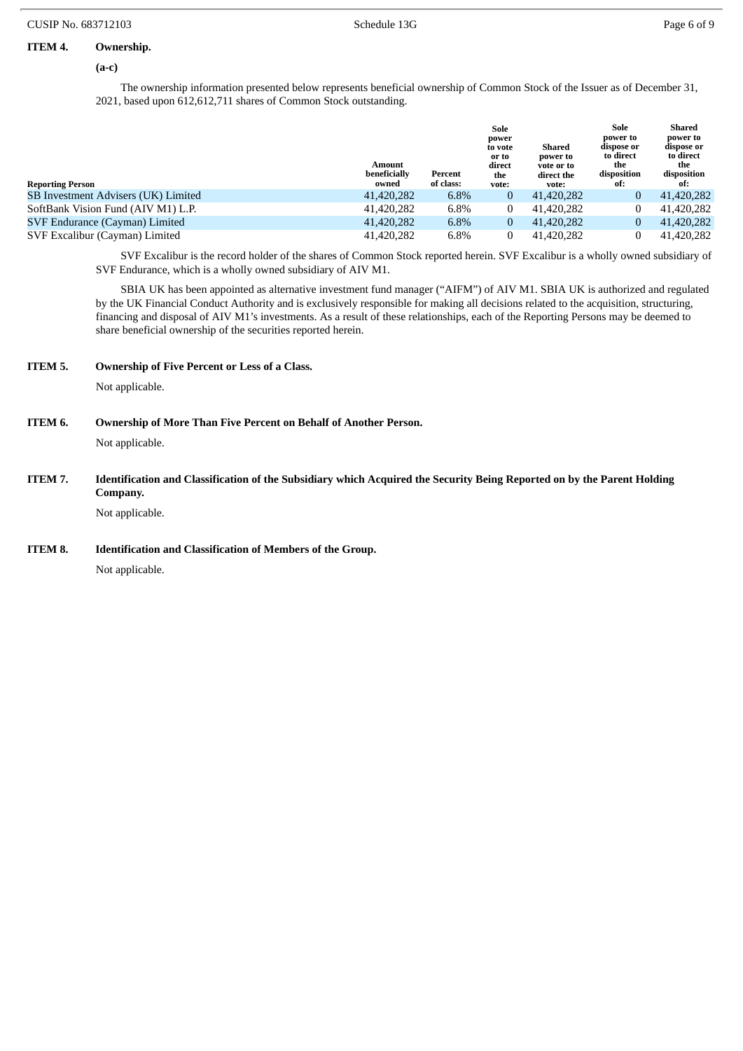**ITEM 4. Ownership.**

**(a-c)**

The ownership information presented below represents beneficial ownership of Common Stock of the Issuer as of December 31, 2021, based upon 612,612,711 shares of Common Stock outstanding.

| Reporting Person | Amount beneficially owned | Percent of class: | Sole power to vote or to direct the vote: | Shared power to vote or to direct the vote: | Sole power to dispose or to direct the disposition of: | Shared power to dispose or to direct the disposition of: |
|---|---|---|---|---|---|---|
| SB Investment Advisers (UK) Limited | 41,420,282 | 6.8% | 0 | 41,420,282 | 0 | 41,420,282 |
| SoftBank Vision Fund (AIV M1) L.P. | 41,420,282 | 6.8% | 0 | 41,420,282 | 0 | 41,420,282 |
| SVF Endurance (Cayman) Limited | 41,420,282 | 6.8% | 0 | 41,420,282 | 0 | 41,420,282 |
| SVF Excalibur (Cayman) Limited | 41,420,282 | 6.8% | 0 | 41,420,282 | 0 | 41,420,282 |

SVF Excalibur is the record holder of the shares of Common Stock reported herein. SVF Excalibur is a wholly owned subsidiary of SVF Endurance, which is a wholly owned subsidiary of AIV M1.

SBIA UK has been appointed as alternative investment fund manager ("AIFM") of AIV M1. SBIA UK is authorized and regulated by the UK Financial Conduct Authority and is exclusively responsible for making all decisions related to the acquisition, structuring, financing and disposal of AIV M1's investments. As a result of these relationships, each of the Reporting Persons may be deemed to share beneficial ownership of the securities reported herein.

**ITEM 5. Ownership of Five Percent or Less of a Class.**

Not applicable.

**ITEM 6. Ownership of More Than Five Percent on Behalf of Another Person.**

Not applicable.

**ITEM 7. Identification and Classification of the Subsidiary which Acquired the Security Being Reported on by the Parent Holding Company.**

Not applicable.

**ITEM 8. Identification and Classification of Members of the Group.**

Not applicable.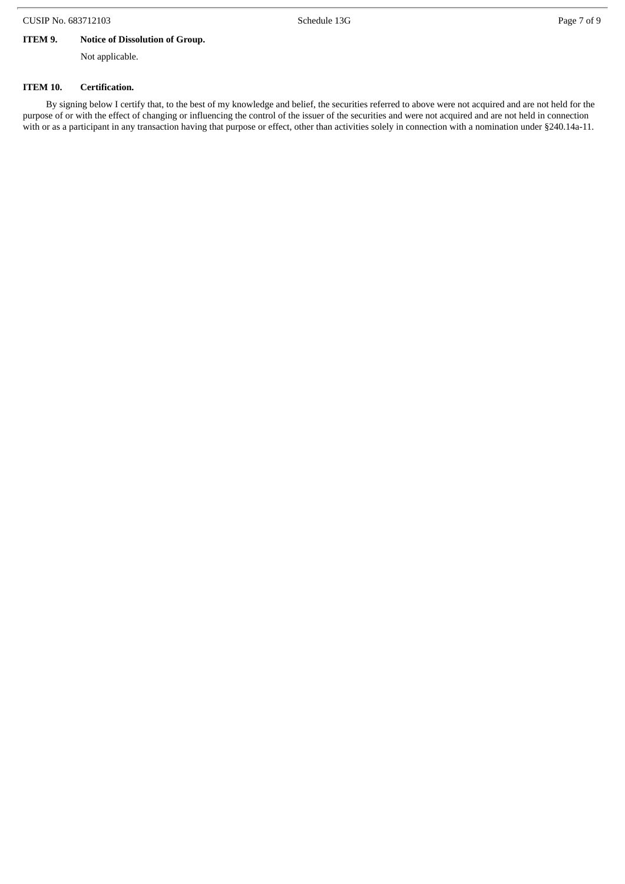**ITEM 9. Notice of Dissolution of Group.**

Not applicable.

**ITEM 10. Certification.**

By signing below I certify that, to the best of my knowledge and belief, the securities referred to above were not acquired and are not held for the purpose of or with the effect of changing or influencing the control of the issuer of the securities and were not acquired and are not held in connection with or as a participant in any transaction having that purpose or effect, other than activities solely in connection with a nomination under §240.14a-11.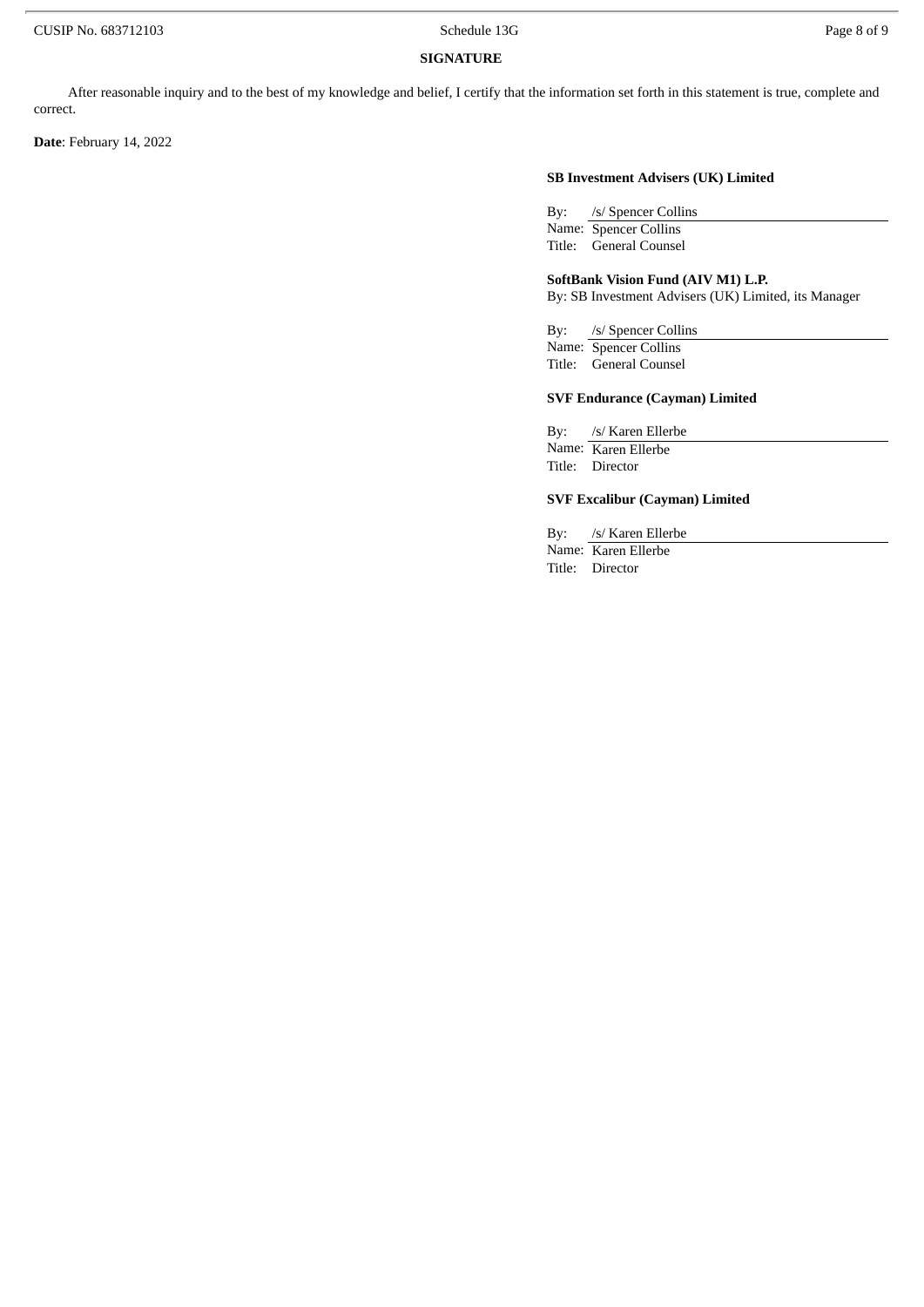**SIGNATURE**

After reasonable inquiry and to the best of my knowledge and belief, I certify that the information set forth in this statement is true, complete and correct.

**Date**: February 14, 2022

**SB Investment Advisers (UK) Limited**

By: /s/ Spencer Collins
Name: Spencer Collins
Title: General Counsel

**SoftBank Vision Fund (AIV M1) L.P.**
By: SB Investment Advisers (UK) Limited, its Manager

By: /s/ Spencer Collins
Name: Spencer Collins
Title: General Counsel

**SVF Endurance (Cayman) Limited**

By: /s/ Karen Ellerbe
Name: Karen Ellerbe
Title: Director

**SVF Excalibur (Cayman) Limited**

By: /s/ Karen Ellerbe
Name: Karen Ellerbe
Title: Director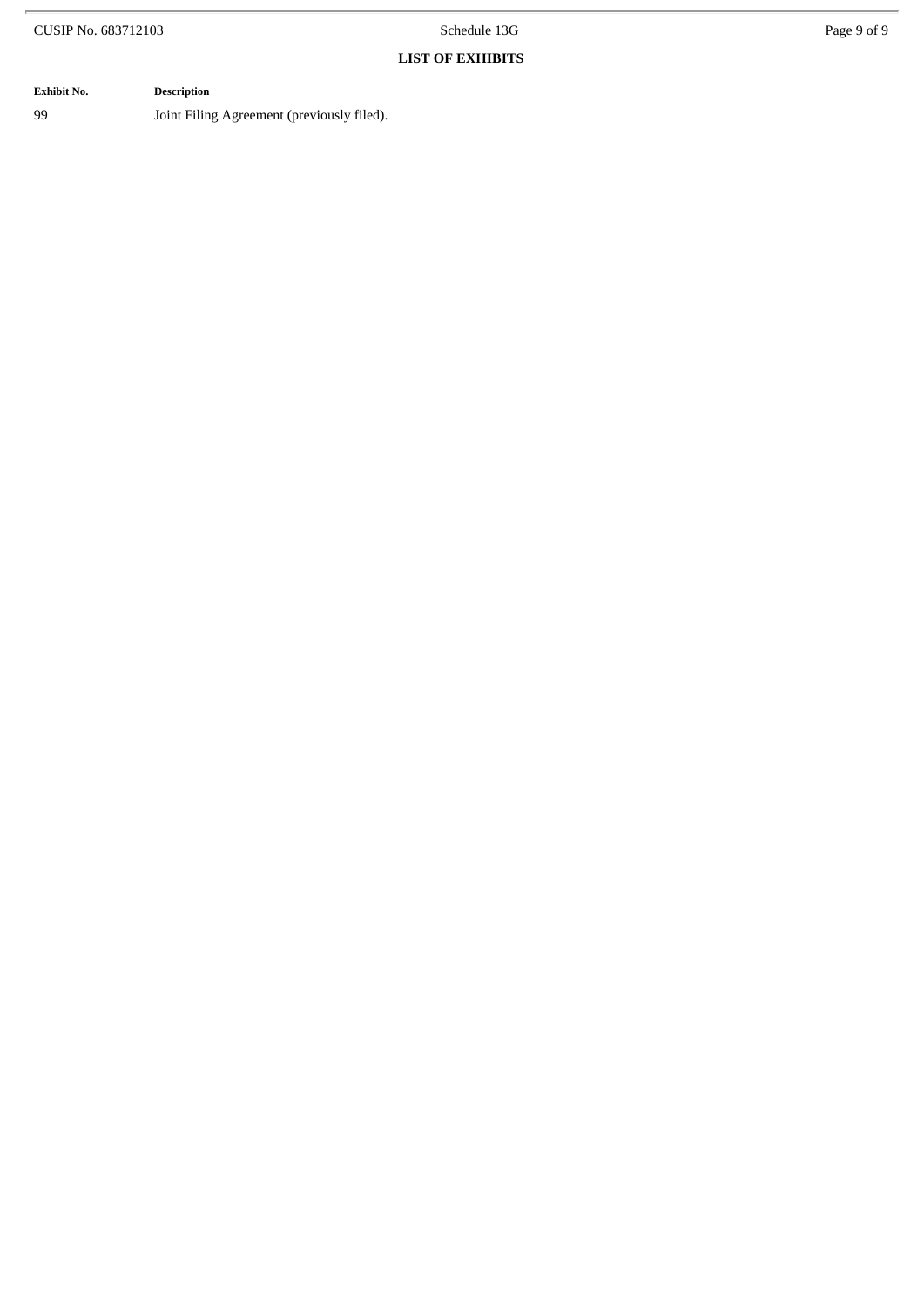**LIST OF EXHIBITS**

| Exhibit No. | Description |
| --- | --- |
| 99 | Joint Filing Agreement (previously filed). |